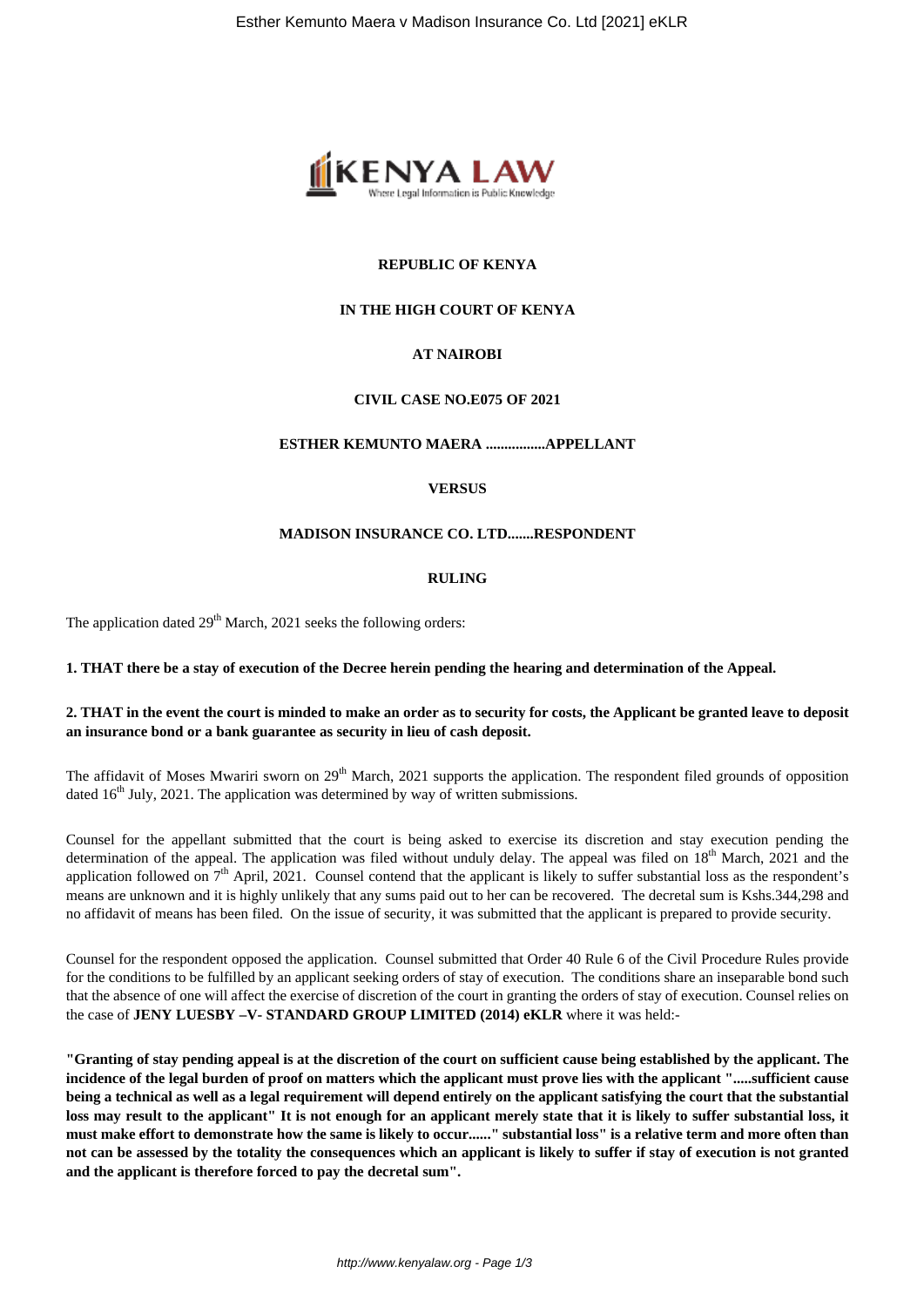**REPUBLIC OF KENYA**

**IN THE HIGH COURT OF KENYA**

**AT NAIROBI**

**CIVIL CASE NO.E075 OF 2021**

**ESTHER KEMUNTO MAERA ................APPELLANT**

**VERSUS**

**MADISON INSURANCE CO. LTD.......RESPONDENT**

**RULING**

The application dated 29th March, 2021 seeks the following orders:

**1. THAT there be a stay of execution of the Decree herein pending the hearing and determination of the Appeal.**

**2. THAT in the event the court is minded to make an order as to security for costs, the Applicant be granted leave to deposit an insurance bond or a bank guarantee as security in lieu of cash deposit.**

The affidavit of Moses Mwariri sworn on 29th March, 2021 supports the application. The respondent filed grounds of opposition dated 16th July, 2021. The application was determined by way of written submissions.

Counsel for the appellant submitted that the court is being asked to exercise its discretion and stay execution pending the determination of the appeal. The application was filed without unduly delay. The appeal was filed on 18th March, 2021 and the application followed on 7th April, 2021. Counsel contend that the applicant is likely to suffer substantial loss as the respondent's means are unknown and it is highly unlikely that any sums paid out to her can be recovered. The decretal sum is Kshs.344,298 and no affidavit of means has been filed. On the issue of security, it was submitted that the applicant is prepared to provide security.

Counsel for the respondent opposed the application. Counsel submitted that Order 40 Rule 6 of the Civil Procedure Rules provide for the conditions to be fulfilled by an applicant seeking orders of stay of execution. The conditions share an inseparable bond such that the absence of one will affect the exercise of discretion of the court in granting the orders of stay of execution. Counsel relies on the case of **JENY LUESBY –V- STANDARD GROUP LIMITED (2014) eKLR** where it was held:-

**"Granting of stay pending appeal is at the discretion of the court on sufficient cause being established by the applicant. The incidence of the legal burden of proof on matters which the applicant must prove lies with the applicant ".....sufficient cause being a technical as well as a legal requirement will depend entirely on the applicant satisfying the court that the substantial loss may result to the applicant" It is not enough for an applicant merely state that it is likely to suffer substantial loss, it must make effort to demonstrate how the same is likely to occur......" substantial loss" is a relative term and more often than not can be assessed by the totality the consequences which an applicant is likely to suffer if stay of execution is not granted and the applicant is therefore forced to pay the decretal sum".**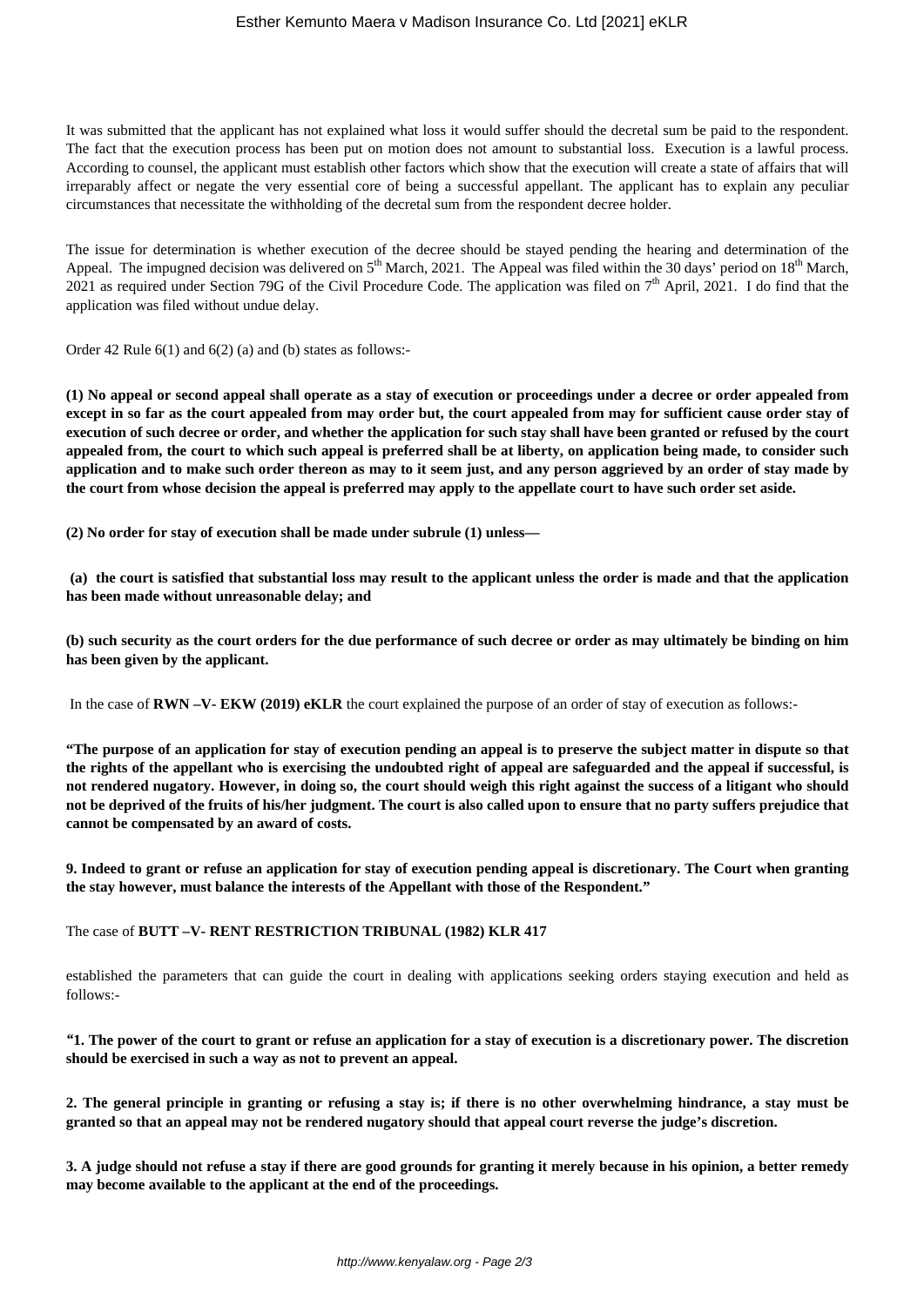It was submitted that the applicant has not explained what loss it would suffer should the decretal sum be paid to the respondent. The fact that the execution process has been put on motion does not amount to substantial loss. Execution is a lawful process. According to counsel, the applicant must establish other factors which show that the execution will create a state of affairs that will irreparably affect or negate the very essential core of being a successful appellant. The applicant has to explain any peculiar circumstances that necessitate the withholding of the decretal sum from the respondent decree holder.

The issue for determination is whether execution of the decree should be stayed pending the hearing and determination of the Appeal. The impugned decision was delivered on 5th March, 2021. The Appeal was filed within the 30 days' period on 18th March, 2021 as required under Section 79G of the Civil Procedure Code. The application was filed on 7th April, 2021. I do find that the application was filed without undue delay.

Order 42 Rule 6(1) and 6(2) (a) and (b) states as follows:-

**(1) No appeal or second appeal shall operate as a stay of execution or proceedings under a decree or order appealed from except in so far as the court appealed from may order but, the court appealed from may for sufficient cause order stay of execution of such decree or order, and whether the application for such stay shall have been granted or refused by the court appealed from, the court to which such appeal is preferred shall be at liberty, on application being made, to consider such application and to make such order thereon as may to it seem just, and any person aggrieved by an order of stay made by the court from whose decision the appeal is preferred may apply to the appellate court to have such order set aside.**

**(2) No order for stay of execution shall be made under subrule (1) unless—**

**(a) the court is satisfied that substantial loss may result to the applicant unless the order is made and that the application has been made without unreasonable delay; and**

**(b) such security as the court orders for the due performance of such decree or order as may ultimately be binding on him has been given by the applicant.**

In the case of **RWN –V- EKW (2019) eKLR** the court explained the purpose of an order of stay of execution as follows:-

**"The purpose of an application for stay of execution pending an appeal is to preserve the subject matter in dispute so that the rights of the appellant who is exercising the undoubted right of appeal are safeguarded and the appeal if successful, is not rendered nugatory. However, in doing so, the court should weigh this right against the success of a litigant who should not be deprived of the fruits of his/her judgment. The court is also called upon to ensure that no party suffers prejudice that cannot be compensated by an award of costs.**

**9. Indeed to grant or refuse an application for stay of execution pending appeal is discretionary. The Court when granting the stay however, must balance the interests of the Appellant with those of the Respondent."**

The case of **BUTT –V- RENT RESTRICTION TRIBUNAL (1982) KLR 417**

established the parameters that can guide the court in dealing with applications seeking orders staying execution and held as follows:-

**"1. The power of the court to grant or refuse an application for a stay of execution is a discretionary power. The discretion should be exercised in such a way as not to prevent an appeal.**

**2. The general principle in granting or refusing a stay is; if there is no other overwhelming hindrance, a stay must be granted so that an appeal may not be rendered nugatory should that appeal court reverse the judge's discretion.**

**3. A judge should not refuse a stay if there are good grounds for granting it merely because in his opinion, a better remedy may become available to the applicant at the end of the proceedings.**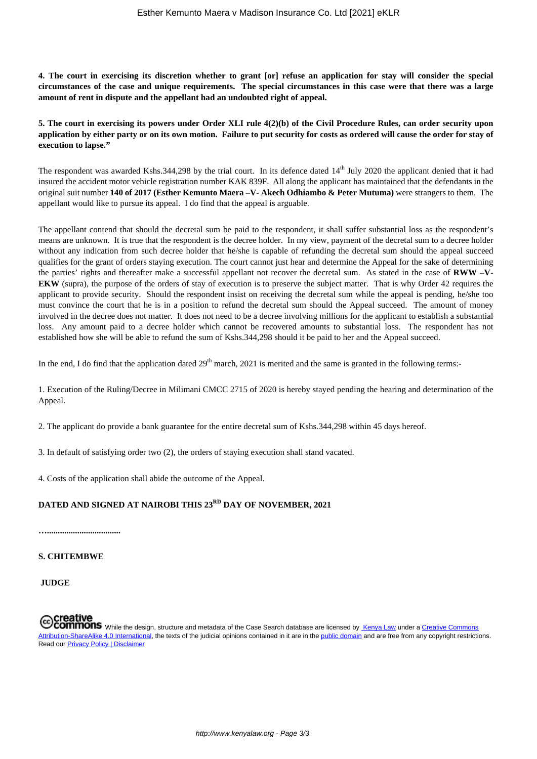**4. The court in exercising its discretion whether to grant [or] refuse an application for stay will consider the special circumstances of the case and unique requirements. The special circumstances in this case were that there was a large amount of rent in dispute and the appellant had an undoubted right of appeal.**

**5. The court in exercising its powers under Order XLI rule 4(2)(b) of the Civil Procedure Rules, can order security upon application by either party or on its own motion. Failure to put security for costs as ordered will cause the order for stay of execution to lapse."**

The respondent was awarded Kshs.344,298 by the trial court. In its defence dated 14th July 2020 the applicant denied that it had insured the accident motor vehicle registration number KAK 839F. All along the applicant has maintained that the defendants in the original suit number **140 of 2017 (Esther Kemunto Maera –V- Akech Odhiambo & Peter Mutuma)** were strangers to them. The appellant would like to pursue its appeal. I do find that the appeal is arguable.

The appellant contend that should the decretal sum be paid to the respondent, it shall suffer substantial loss as the respondent's means are unknown. It is true that the respondent is the decree holder. In my view, payment of the decretal sum to a decree holder without any indication from such decree holder that he/she is capable of refunding the decretal sum should the appeal succeed qualifies for the grant of orders staying execution. The court cannot just hear and determine the Appeal for the sake of determining the parties' rights and thereafter make a successful appellant not recover the decretal sum. As stated in the case of **RWW –V- EKW** (supra), the purpose of the orders of stay of execution is to preserve the subject matter. That is why Order 42 requires the applicant to provide security. Should the respondent insist on receiving the decretal sum while the appeal is pending, he/she too must convince the court that he is in a position to refund the decretal sum should the Appeal succeed. The amount of money involved in the decree does not matter. It does not need to be a decree involving millions for the applicant to establish a substantial loss. Any amount paid to a decree holder which cannot be recovered amounts to substantial loss. The respondent has not established how she will be able to refund the sum of Kshs.344,298 should it be paid to her and the Appeal succeed.

In the end, I do find that the application dated 29th march, 2021 is merited and the same is granted in the following terms:-

1. Execution of the Ruling/Decree in Milimani CMCC 2715 of 2020 is hereby stayed pending the hearing and determination of the Appeal.

2. The applicant do provide a bank guarantee for the entire decretal sum of Kshs.344,298 within 45 days hereof.

3. In default of satisfying order two (2), the orders of staying execution shall stand vacated.

4. Costs of the application shall abide the outcome of the Appeal.

**DATED AND SIGNED AT NAIROBI THIS 23RD DAY OF NOVEMBER, 2021**

**…...............................**

**S. CHITEMBWE**

**JUDGE**

While the design, structure and metadata of the Case Search database are licensed by Kenya Law under a Creative Commons Attribution-ShareAlike 4.0 International, the texts of the judicial opinions contained in it are in the public domain and are free from any copyright restrictions. Read our Privacy Policy | Disclaimer